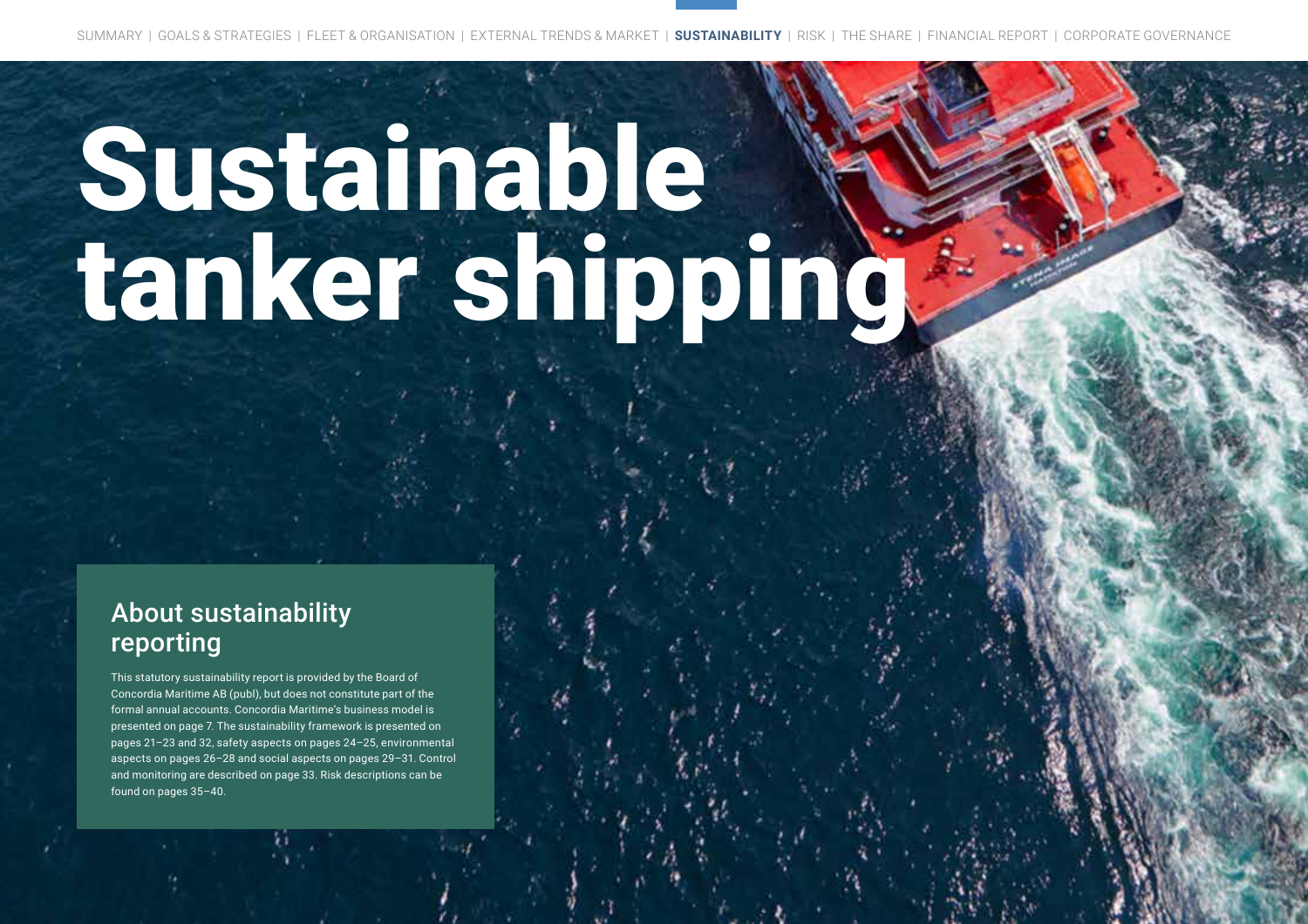# Sustainable tanker shipping

## About sustainability reporting

This statutory sustainability report is provided by the Board of Concordia Maritime AB (publ), but does not constitute part of the formal annual accounts. Concordia Maritime's business model is presented on page 7. The sustainability framework is presented on pages 21–23 and 32, safety aspects on pages 24–25, environmental aspects on pages 26–28 and social aspects on pages 29–31. Control and monitoring are described on page 33. Risk descriptions can be found on pages 35–40.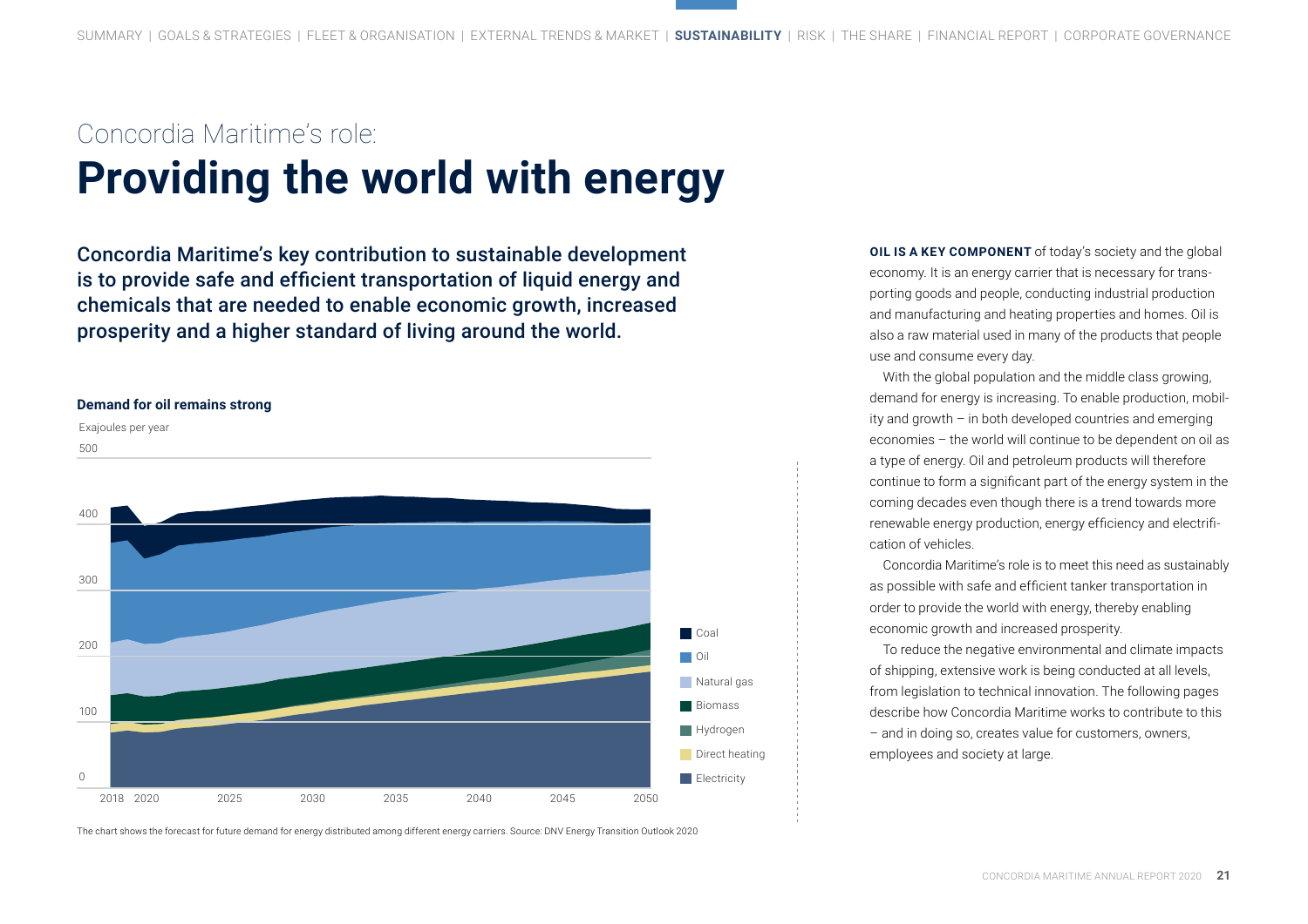Concordia Maritime's role:

# Providing the world with energy

**Concordia Maritime's key contribution to sustainable development is to provide safe and efficient transportation of liquid energy and chemicals that are needed to enable economic growth, increased prosperity and a higher standard of living around the world.**

**Demand for oil remains strong**

Exajoules per year

500

400

300

200

100

0

2018 2020 2025 2030 2035 2040 2045 2050

Coal
Oil
Natural gas
Biomass
Hydrogen
Direct heating
Electricity

The chart shows the forecast for future demand for energy distributed among different energy carriers. Source: DNV Energy Transition Outlook 2020

**OIL IS A KEY COMPONENT** of today's society and the global economy. It is an energy carrier that is necessary for transporting goods and people, conducting industrial production and manufacturing and heating properties and homes. Oil is also a raw material used in many of the products that people use and consume every day.

With the global population and the middle class growing, demand for energy is increasing. To enable production, mobility and growth – in both developed countries and emerging economies – the world will continue to be dependent on oil as a type of energy. Oil and petroleum products will therefore continue to form a significant part of the energy system in the coming decades even though there is a trend towards more renewable energy production, energy efficiency and electrification of vehicles.

Concordia Maritime's role is to meet this need as sustainably as possible with safe and efficient tanker transportation in order to provide the world with energy, thereby enabling economic growth and increased prosperity.

To reduce the negative environmental and climate impacts of shipping, extensive work is being conducted at all levels, from legislation to technical innovation. The following pages describe how Concordia Maritime works to contribute to this – and in doing so, creates value for customers, owners, employees and society at large.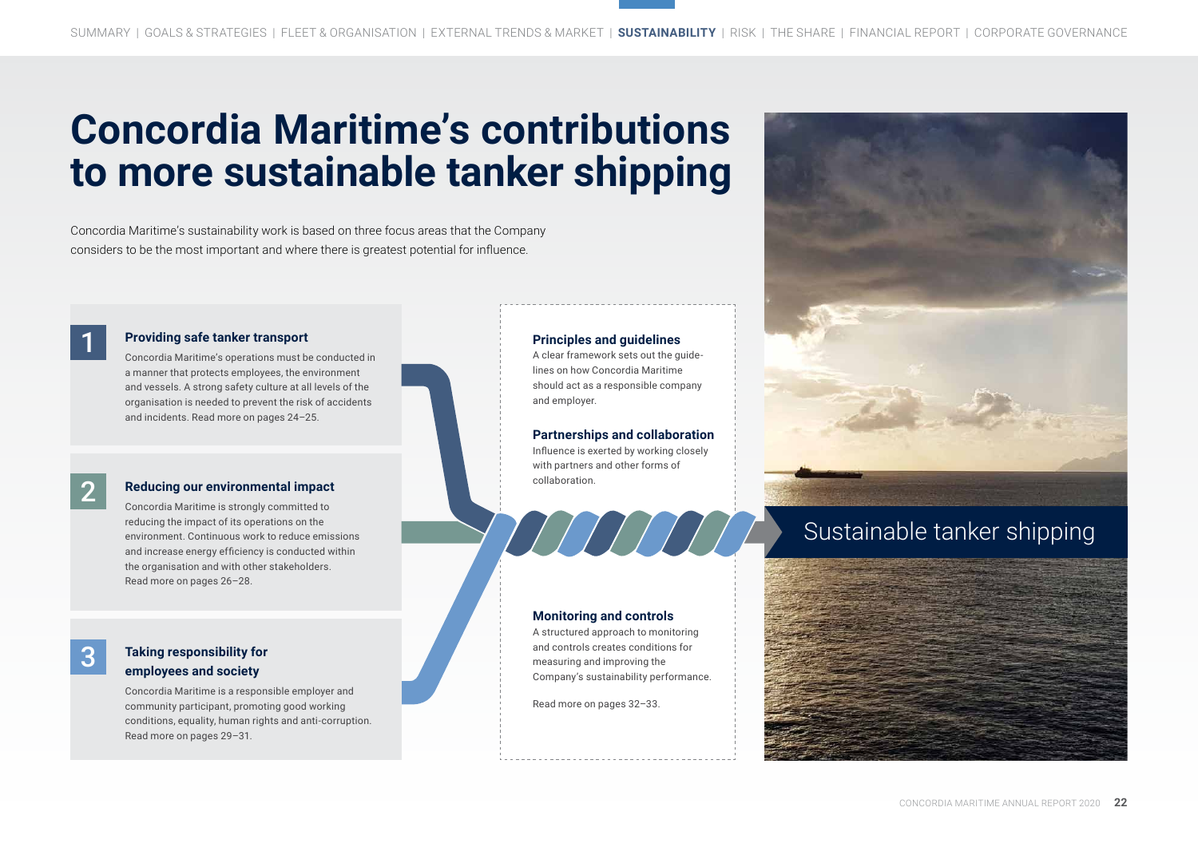# Concordia Maritime's contributions to more sustainable tanker shipping

Concordia Maritime's sustainability work is based on three focus areas that the Company considers to be the most important and where there is greatest potential for influence.

### 1 Providing safe tanker transport

Concordia Maritime's operations must be conducted in a manner that protects employees, the environment and vessels. A strong safety culture at all levels of the organisation is needed to prevent the risk of accidents and incidents. Read more on pages 24–25.

### 2 Reducing our environmental impact

Concordia Maritime is strongly committed to reducing the impact of its operations on the environment. Continuous work to reduce emissions and increase energy efficiency is conducted within the organisation and with other stakeholders. Read more on pages 26–28.

### 3 Taking responsibility for employees and society

Concordia Maritime is a responsible employer and community participant, promoting good working conditions, equality, human rights and anti-corruption. Read more on pages 29–31.

### Principles and guidelines

A clear framework sets out the guidelines on how Concordia Maritime should act as a responsible company and employer.

### Partnerships and collaboration

Influence is exerted by working closely with partners and other forms of collaboration.

### Monitoring and controls

A structured approach to monitoring and controls creates conditions for measuring and improving the Company's sustainability performance.

Read more on pages 32–33.

**Sustainable tanker shipping**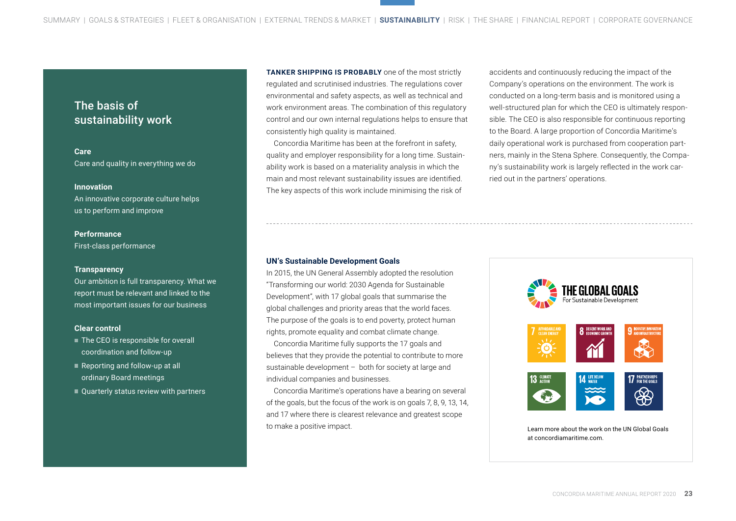## The basis of sustainability work

**Care**
Care and quality in everything we do

**Innovation**
An innovative corporate culture helps us to perform and improve

**Performance**
First-class performance

**Transparency**
Our ambition is full transparency. What we report must be relevant and linked to the most important issues for our business

**Clear control**

- The CEO is responsible for overall coordination and follow-up
- Reporting and follow-up at all ordinary Board meetings
- Quarterly status review with partners

**TANKER SHIPPING IS PROBABLY** one of the most strictly regulated and scrutinised industries. The regulations cover environmental and safety aspects, as well as technical and work environment areas. The combination of this regulatory control and our own internal regulations helps to ensure that consistently high quality is maintained.

Concordia Maritime has been at the forefront in safety, quality and employer responsibility for a long time. Sustainability work is based on a materiality analysis in which the main and most relevant sustainability issues are identified. The key aspects of this work include minimising the risk of accidents and continuously reducing the impact of the Company's operations on the environment. The work is conducted on a long-term basis and is monitored using a well-structured plan for which the CEO is ultimately responsible. The CEO is also responsible for continuous reporting to the Board. A large proportion of Concordia Maritime's daily operational work is purchased from cooperation partners, mainly in the Stena Sphere. Consequently, the Company's sustainability work is largely reflected in the work carried out in the partners' operations.

### UN's Sustainable Development Goals

In 2015, the UN General Assembly adopted the resolution "Transforming our world: 2030 Agenda for Sustainable Development", with 17 global goals that summarise the global challenges and priority areas that the world faces. The purpose of the goals is to end poverty, protect human rights, promote equality and combat climate change.

Concordia Maritime fully supports the 17 goals and believes that they provide the potential to contribute to more sustainable development – both for society at large and individual companies and businesses.

Concordia Maritime's operations have a bearing on several of the goals, but the focus of the work is on goals 7, 8, 9, 13, 14, and 17 where there is clearest relevance and greatest scope to make a positive impact.

THE GLOBAL GOALS
For Sustainable Development

7 AFFORDABLE AND CLEAN ENERGY
8 DECENT WORK AND ECONOMIC GROWTH
9 INDUSTRY, INNOVATION AND INFRASTRUCTURE
13 CLIMATE ACTION
14 LIFE BELOW WATER
17 PARTNERSHIPS FOR THE GOALS

Learn more about the work on the UN Global Goals at concordiamaritime.com.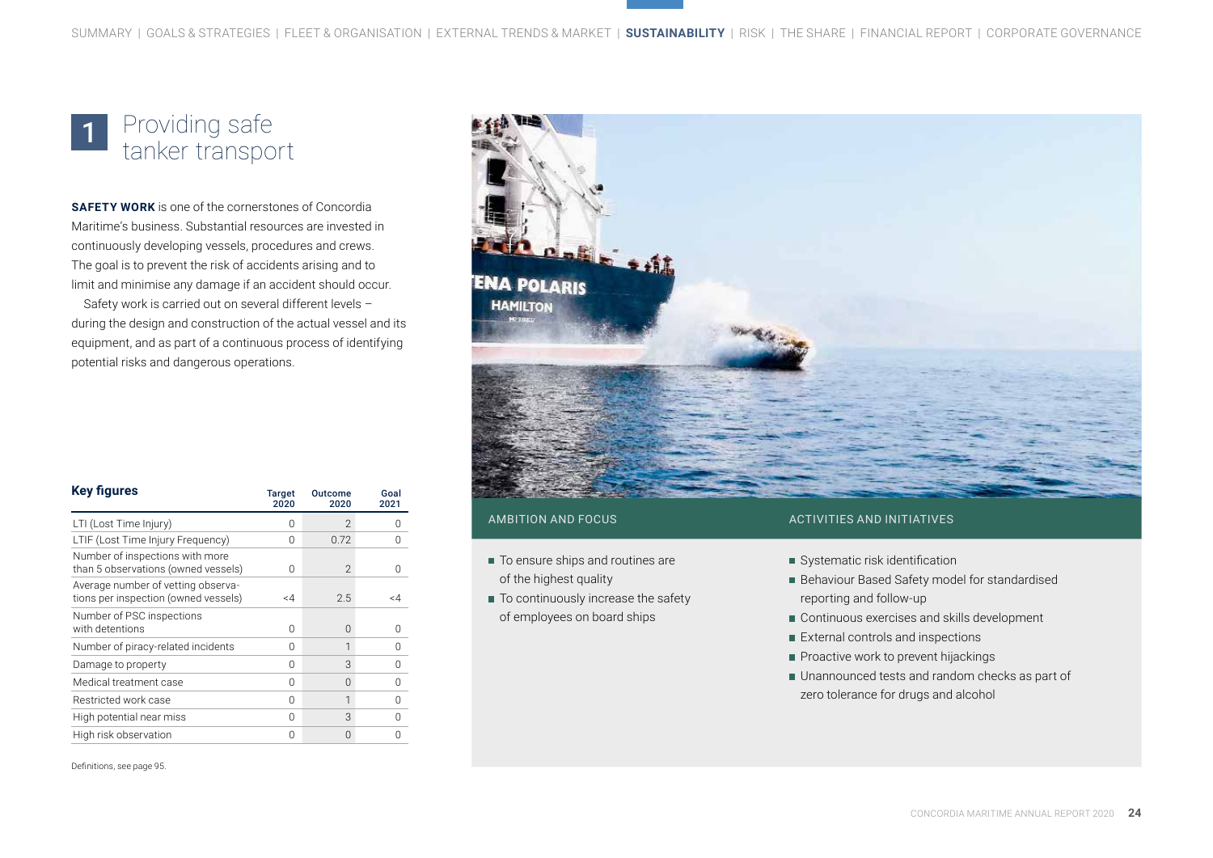# 1 Providing safe tanker transport

**SAFETY WORK** is one of the cornerstones of Concordia Maritime's business. Substantial resources are invested in continuously developing vessels, procedures and crews. The goal is to prevent the risk of accidents arising and to limit and minimise any damage if an accident should occur.

Safety work is carried out on several different levels – during the design and construction of the actual vessel and its equipment, and as part of a continuous process of identifying potential risks and dangerous operations.

| Key figures | Target 2020 | Outcome 2020 | Goal 2021 |
|---|---|---|---|
| LTI (Lost Time Injury) | 0 | 2 | 0 |
| LTIF (Lost Time Injury Frequency) | 0 | 0.72 | 0 |
| Number of inspections with more than 5 observations (owned vessels) | 0 | 2 | 0 |
| Average number of vetting observations per inspection (owned vessels) | <4 | 2.5 | <4 |
| Number of PSC inspections with detentions | 0 | 0 | 0 |
| Number of piracy-related incidents | 0 | 1 | 0 |
| Damage to property | 0 | 3 | 0 |
| Medical treatment case | 0 | 0 | 0 |
| Restricted work case | 0 | 1 | 0 |
| High potential near miss | 0 | 3 | 0 |
| High risk observation | 0 | 0 | 0 |

Definitions, see page 95.

## AMBITION AND FOCUS

- To ensure ships and routines are of the highest quality
- To continuously increase the safety of employees on board ships

## ACTIVITIES AND INITIATIVES

- Systematic risk identification
- Behaviour Based Safety model for standardised reporting and follow-up
- Continuous exercises and skills development
- External controls and inspections
- Proactive work to prevent hijackings
- Unannounced tests and random checks as part of zero tolerance for drugs and alcohol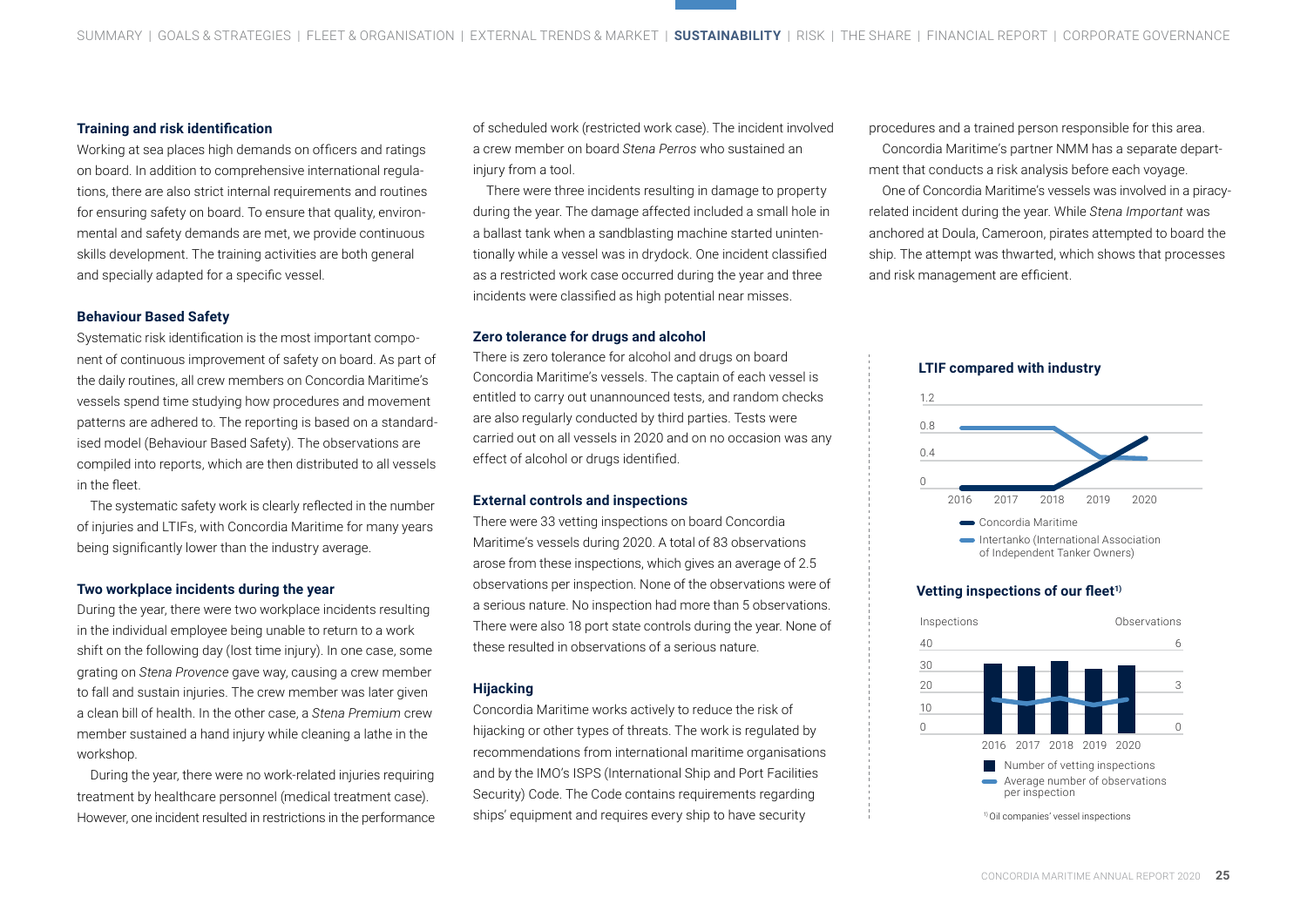### Training and risk identification

Working at sea places high demands on officers and ratings on board. In addition to comprehensive international regulations, there are also strict internal requirements and routines for ensuring safety on board. To ensure that quality, environmental and safety demands are met, we provide continuous skills development. The training activities are both general and specially adapted for a specific vessel.

### Behaviour Based Safety

Systematic risk identification is the most important component of continuous improvement of safety on board. As part of the daily routines, all crew members on Concordia Maritime's vessels spend time studying how procedures and movement patterns are adhered to. The reporting is based on a standardised model (Behaviour Based Safety). The observations are compiled into reports, which are then distributed to all vessels in the fleet.

The systematic safety work is clearly reflected in the number of injuries and LTIFs, with Concordia Maritime for many years being significantly lower than the industry average.

### Two workplace incidents during the year

During the year, there were two workplace incidents resulting in the individual employee being unable to return to a work shift on the following day (lost time injury). In one case, some grating on *Stena Provence* gave way, causing a crew member to fall and sustain injuries. The crew member was later given a clean bill of health. In the other case, a *Stena Premium* crew member sustained a hand injury while cleaning a lathe in the workshop.

During the year, there were no work-related injuries requiring treatment by healthcare personnel (medical treatment case). However, one incident resulted in restrictions in the performance of scheduled work (restricted work case). The incident involved a crew member on board *Stena Perros* who sustained an injury from a tool.

There were three incidents resulting in damage to property during the year. The damage affected included a small hole in a ballast tank when a sandblasting machine started unintentionally while a vessel was in drydock. One incident classified as a restricted work case occurred during the year and three incidents were classified as high potential near misses.

### Zero tolerance for drugs and alcohol

There is zero tolerance for alcohol and drugs on board Concordia Maritime's vessels. The captain of each vessel is entitled to carry out unannounced tests, and random checks are also regularly conducted by third parties. Tests were carried out on all vessels in 2020 and on no occasion was any effect of alcohol or drugs identified.

### External controls and inspections

There were 33 vetting inspections on board Concordia Maritime's vessels during 2020. A total of 83 observations arose from these inspections, which gives an average of 2.5 observations per inspection. None of the observations were of a serious nature. No inspection had more than 5 observations. There were also 18 port state controls during the year. None of these resulted in observations of a serious nature.

### Hijacking

Concordia Maritime works actively to reduce the risk of hijacking or other types of threats. The work is regulated by recommendations from international maritime organisations and by the IMO's ISPS (International Ship and Port Facilities Security) Code. The Code contains requirements regarding ships' equipment and requires every ship to have security procedures and a trained person responsible for this area.

Concordia Maritime's partner NMM has a separate department that conducts a risk analysis before each voyage.

One of Concordia Maritime's vessels was involved in a piracy-related incident during the year. While *Stena Important* was anchored at Doula, Cameroon, pirates attempted to board the ship. The attempt was thwarted, which shows that processes and risk management are efficient.

#### LTIF compared with industry

Y-axis: 0, 0.4, 0.8, 1.2 — X-axis: 2016, 2017, 2018, 2019, 2020

- Concordia Maritime
- Intertanko (International Association of Independent Tanker Owners)

#### Vetting inspections of our fleet[1]

Inspections (0, 10, 20, 30, 40) / Observations (0, 3, 6) — 2016, 2017, 2018, 2019, 2020

- Number of vetting inspections
- Average number of observations per inspection

[1] Oil companies' vessel inspections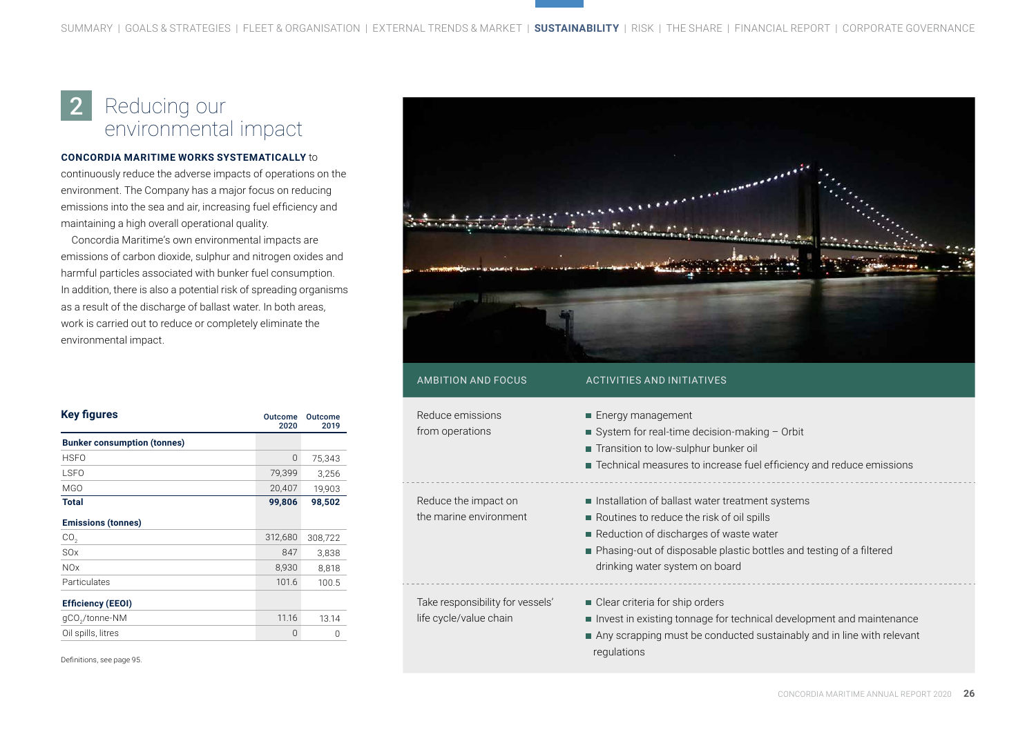## 2 Reducing our environmental impact

**CONCORDIA MARITIME WORKS SYSTEMATICALLY** to continuously reduce the adverse impacts of operations on the environment. The Company has a major focus on reducing emissions into the sea and air, increasing fuel efficiency and maintaining a high overall operational quality.

Concordia Maritime's own environmental impacts are emissions of carbon dioxide, sulphur and nitrogen oxides and harmful particles associated with bunker fuel consumption. In addition, there is also a potential risk of spreading organisms as a result of the discharge of ballast water. In both areas, work is carried out to reduce or completely eliminate the environmental impact.

**Key figures**

| | Outcome 2020 | Outcome 2019 |
|---|---|---|
| **Bunker consumption (tonnes)** | | |
| HSFO | 0 | 75,343 |
| LSFO | 79,399 | 3,256 |
| MGO | 20,407 | 19,903 |
| **Total** | **99,806** | **98,502** |
| **Emissions (tonnes)** | | |
| $CO_2$ | 312,680 | 308,722 |
| SOx | 847 | 3,838 |
| NOx | 8,930 | 8,818 |
| Particulates | 101.6 | 100.5 |
| **Efficiency (EEOI)** | | |
| $gCO_2$/tonne-NM | 11.16 | 13.14 |
| Oil spills, litres | 0 | 0 |

Definitions, see page 95.

| AMBITION AND FOCUS | ACTIVITIES AND INITIATIVES |
|---|---|
| Reduce emissions from operations | ■ Energy management<br>■ System for real-time decision-making – Orbit<br>■ Transition to low-sulphur bunker oil<br>■ Technical measures to increase fuel efficiency and reduce emissions |
| Reduce the impact on the marine environment | ■ Installation of ballast water treatment systems<br>■ Routines to reduce the risk of oil spills<br>■ Reduction of discharges of waste water<br>■ Phasing-out of disposable plastic bottles and testing of a filtered drinking water system on board |
| Take responsibility for vessels' life cycle/value chain | ■ Clear criteria for ship orders<br>■ Invest in existing tonnage for technical development and maintenance<br>■ Any scrapping must be conducted sustainably and in line with relevant regulations |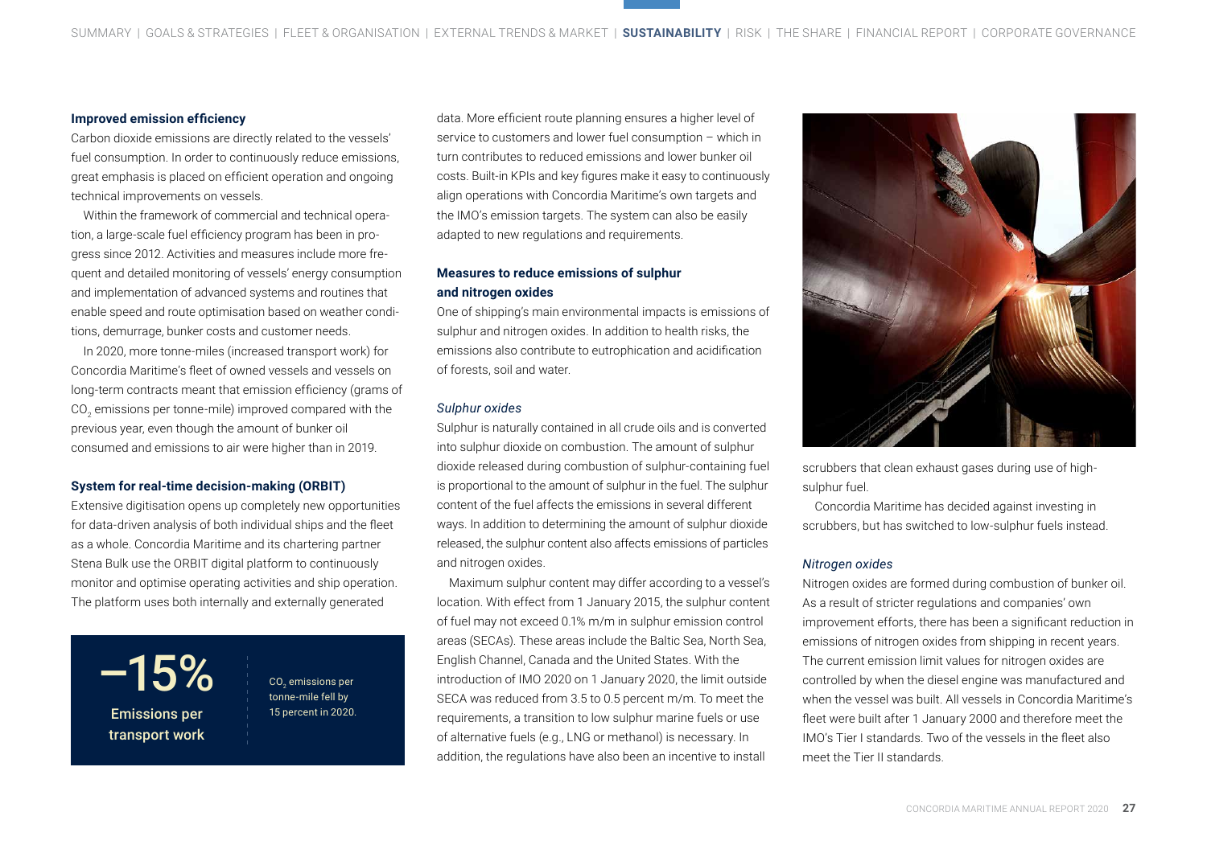### Improved emission efficiency

Carbon dioxide emissions are directly related to the vessels' fuel consumption. In order to continuously reduce emissions, great emphasis is placed on efficient operation and ongoing technical improvements on vessels.

Within the framework of commercial and technical operation, a large-scale fuel efficiency program has been in progress since 2012. Activities and measures include more frequent and detailed monitoring of vessels' energy consumption and implementation of advanced systems and routines that enable speed and route optimisation based on weather conditions, demurrage, bunker costs and customer needs.

In 2020, more tonne-miles (increased transport work) for Concordia Maritime's fleet of owned vessels and vessels on long-term contracts meant that emission efficiency (grams of $CO_2$ emissions per tonne-mile) improved compared with the previous year, even though the amount of bunker oil consumed and emissions to air were higher than in 2019.

### System for real-time decision-making (ORBIT)

Extensive digitisation opens up completely new opportunities for data-driven analysis of both individual ships and the fleet as a whole. Concordia Maritime and its chartering partner Stena Bulk use the ORBIT digital platform to continuously monitor and optimise operating activities and ship operation. The platform uses both internally and externally generated data. More efficient route planning ensures a higher level of service to customers and lower fuel consumption – which in turn contributes to reduced emissions and lower bunker oil costs. Built-in KPIs and key figures make it easy to continuously align operations with Concordia Maritime's own targets and the IMO's emission targets. The system can also be easily adapted to new regulations and requirements.

**–15%**

**Emissions per transport work**

$CO_2$ emissions per tonne-mile fell by 15 percent in 2020.

### Measures to reduce emissions of sulphur and nitrogen oxides

One of shipping's main environmental impacts is emissions of sulphur and nitrogen oxides. In addition to health risks, the emissions also contribute to eutrophication and acidification of forests, soil and water.

*Sulphur oxides*

Sulphur is naturally contained in all crude oils and is converted into sulphur dioxide on combustion. The amount of sulphur dioxide released during combustion of sulphur-containing fuel is proportional to the amount of sulphur in the fuel. The sulphur content of the fuel affects the emissions in several different ways. In addition to determining the amount of sulphur dioxide released, the sulphur content also affects emissions of particles and nitrogen oxides.

Maximum sulphur content may differ according to a vessel's location. With effect from 1 January 2015, the sulphur content of fuel may not exceed 0.1% m/m in sulphur emission control areas (SECAs). These areas include the Baltic Sea, North Sea, English Channel, Canada and the United States. With the introduction of IMO 2020 on 1 January 2020, the limit outside SECA was reduced from 3.5 to 0.5 percent m/m. To meet the requirements, a transition to low sulphur marine fuels or use of alternative fuels (e.g., LNG or methanol) is necessary. In addition, the regulations have also been an incentive to install scrubbers that clean exhaust gases during use of high-sulphur fuel.

Concordia Maritime has decided against investing in scrubbers, but has switched to low-sulphur fuels instead.

*Nitrogen oxides*

Nitrogen oxides are formed during combustion of bunker oil. As a result of stricter regulations and companies' own improvement efforts, there has been a significant reduction in emissions of nitrogen oxides from shipping in recent years. The current emission limit values for nitrogen oxides are controlled by when the diesel engine was manufactured and when the vessel was built. All vessels in Concordia Maritime's fleet were built after 1 January 2000 and therefore meet the IMO's Tier I standards. Two of the vessels in the fleet also meet the Tier II standards.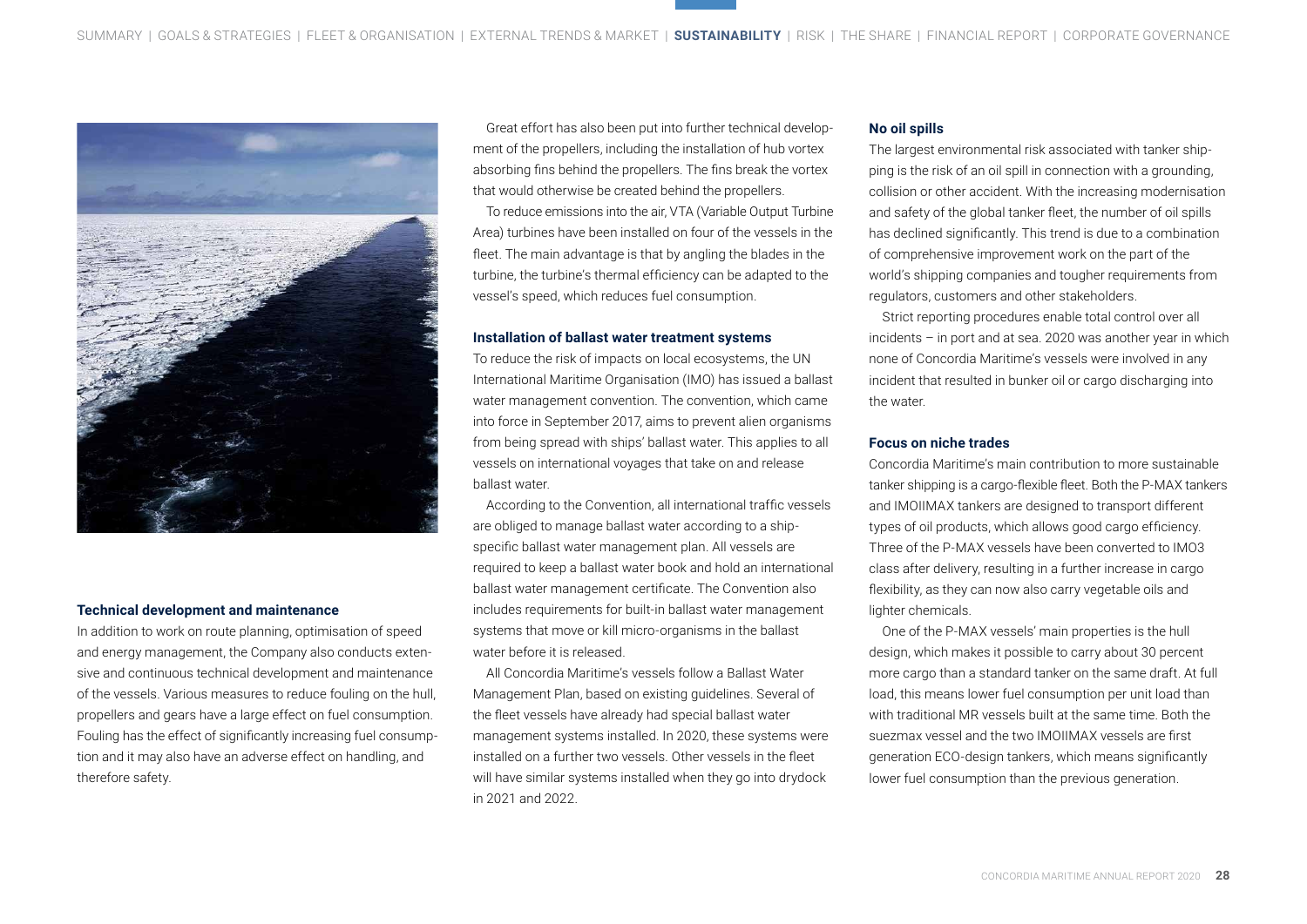### Technical development and maintenance

In addition to work on route planning, optimisation of speed and energy management, the Company also conducts extensive and continuous technical development and maintenance of the vessels. Various measures to reduce fouling on the hull, propellers and gears have a large effect on fuel consumption. Fouling has the effect of significantly increasing fuel consumption and it may also have an adverse effect on handling, and therefore safety.

Great effort has also been put into further technical development of the propellers, including the installation of hub vortex absorbing fins behind the propellers. The fins break the vortex that would otherwise be created behind the propellers.

To reduce emissions into the air, VTA (Variable Output Turbine Area) turbines have been installed on four of the vessels in the fleet. The main advantage is that by angling the blades in the turbine, the turbine's thermal efficiency can be adapted to the vessel's speed, which reduces fuel consumption.

### Installation of ballast water treatment systems

To reduce the risk of impacts on local ecosystems, the UN International Maritime Organisation (IMO) has issued a ballast water management convention. The convention, which came into force in September 2017, aims to prevent alien organisms from being spread with ships' ballast water. This applies to all vessels on international voyages that take on and release ballast water.

According to the Convention, all international traffic vessels are obliged to manage ballast water according to a ship-specific ballast water management plan. All vessels are required to keep a ballast water book and hold an international ballast water management certificate. The Convention also includes requirements for built-in ballast water management systems that move or kill micro-organisms in the ballast water before it is released.

All Concordia Maritime's vessels follow a Ballast Water Management Plan, based on existing guidelines. Several of the fleet vessels have already had special ballast water management systems installed. In 2020, these systems were installed on a further two vessels. Other vessels in the fleet will have similar systems installed when they go into drydock in 2021 and 2022.

### No oil spills

The largest environmental risk associated with tanker shipping is the risk of an oil spill in connection with a grounding, collision or other accident. With the increasing modernisation and safety of the global tanker fleet, the number of oil spills has declined significantly. This trend is due to a combination of comprehensive improvement work on the part of the world's shipping companies and tougher requirements from regulators, customers and other stakeholders.

Strict reporting procedures enable total control over all incidents – in port and at sea. 2020 was another year in which none of Concordia Maritime's vessels were involved in any incident that resulted in bunker oil or cargo discharging into the water.

### Focus on niche trades

Concordia Maritime's main contribution to more sustainable tanker shipping is a cargo-flexible fleet. Both the P-MAX tankers and IMOIIMAX tankers are designed to transport different types of oil products, which allows good cargo efficiency. Three of the P-MAX vessels have been converted to IMO3 class after delivery, resulting in a further increase in cargo flexibility, as they can now also carry vegetable oils and lighter chemicals.

One of the P-MAX vessels' main properties is the hull design, which makes it possible to carry about 30 percent more cargo than a standard tanker on the same draft. At full load, this means lower fuel consumption per unit load than with traditional MR vessels built at the same time. Both the suezmax vessel and the two IMOIIMAX vessels are first generation ECO-design tankers, which means significantly lower fuel consumption than the previous generation.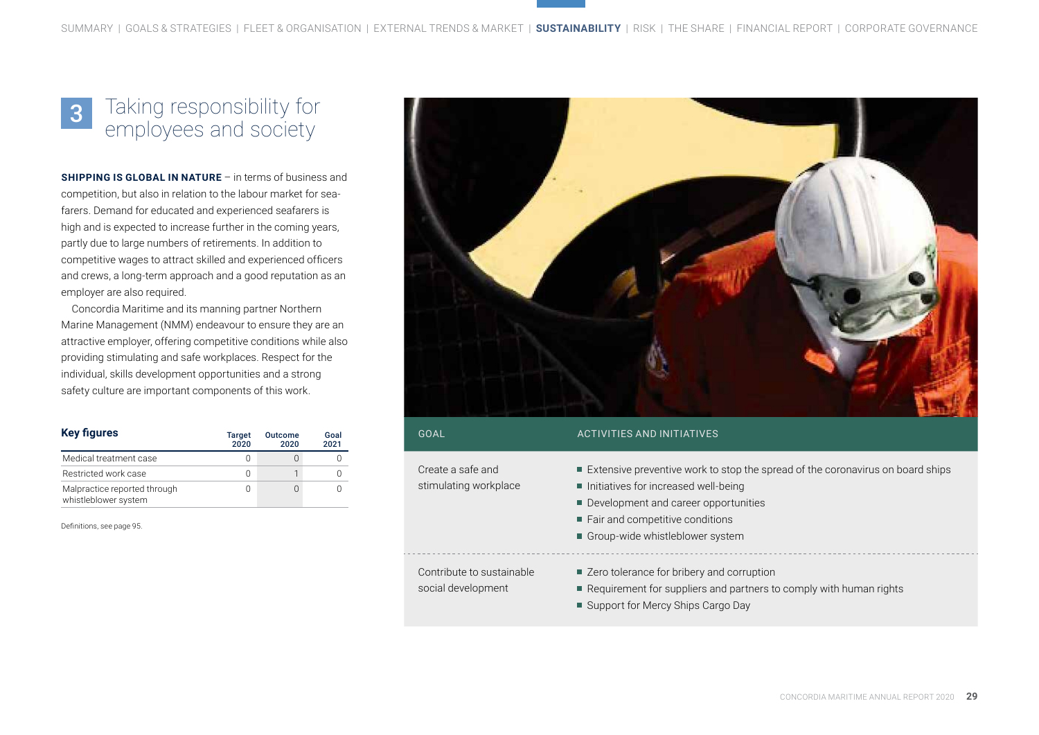# 3 Taking responsibility for employees and society

**SHIPPING IS GLOBAL IN NATURE** – in terms of business and competition, but also in relation to the labour market for seafarers. Demand for educated and experienced seafarers is high and is expected to increase further in the coming years, partly due to large numbers of retirements. In addition to competitive wages to attract skilled and experienced officers and crews, a long-term approach and a good reputation as an employer are also required.

Concordia Maritime and its manning partner Northern Marine Management (NMM) endeavour to ensure they are an attractive employer, offering competitive conditions while also providing stimulating and safe workplaces. Respect for the individual, skills development opportunities and a strong safety culture are important components of this work.

**Key figures**

| | Target 2020 | Outcome 2020 | Goal 2021 |
|---|---|---|---|
| Medical treatment case | 0 | 0 | 0 |
| Restricted work case | 0 | 1 | 0 |
| Malpractice reported through whistleblower system | 0 | 0 | 0 |

Definitions, see page 95.

| GOAL | ACTIVITIES AND INITIATIVES |
|---|---|
| Create a safe and stimulating workplace | ■ Extensive preventive work to stop the spread of the coronavirus on board ships<br>■ Initiatives for increased well-being<br>■ Development and career opportunities<br>■ Fair and competitive conditions<br>■ Group-wide whistleblower system |
| Contribute to sustainable social development | ■ Zero tolerance for bribery and corruption<br>■ Requirement for suppliers and partners to comply with human rights<br>■ Support for Mercy Ships Cargo Day |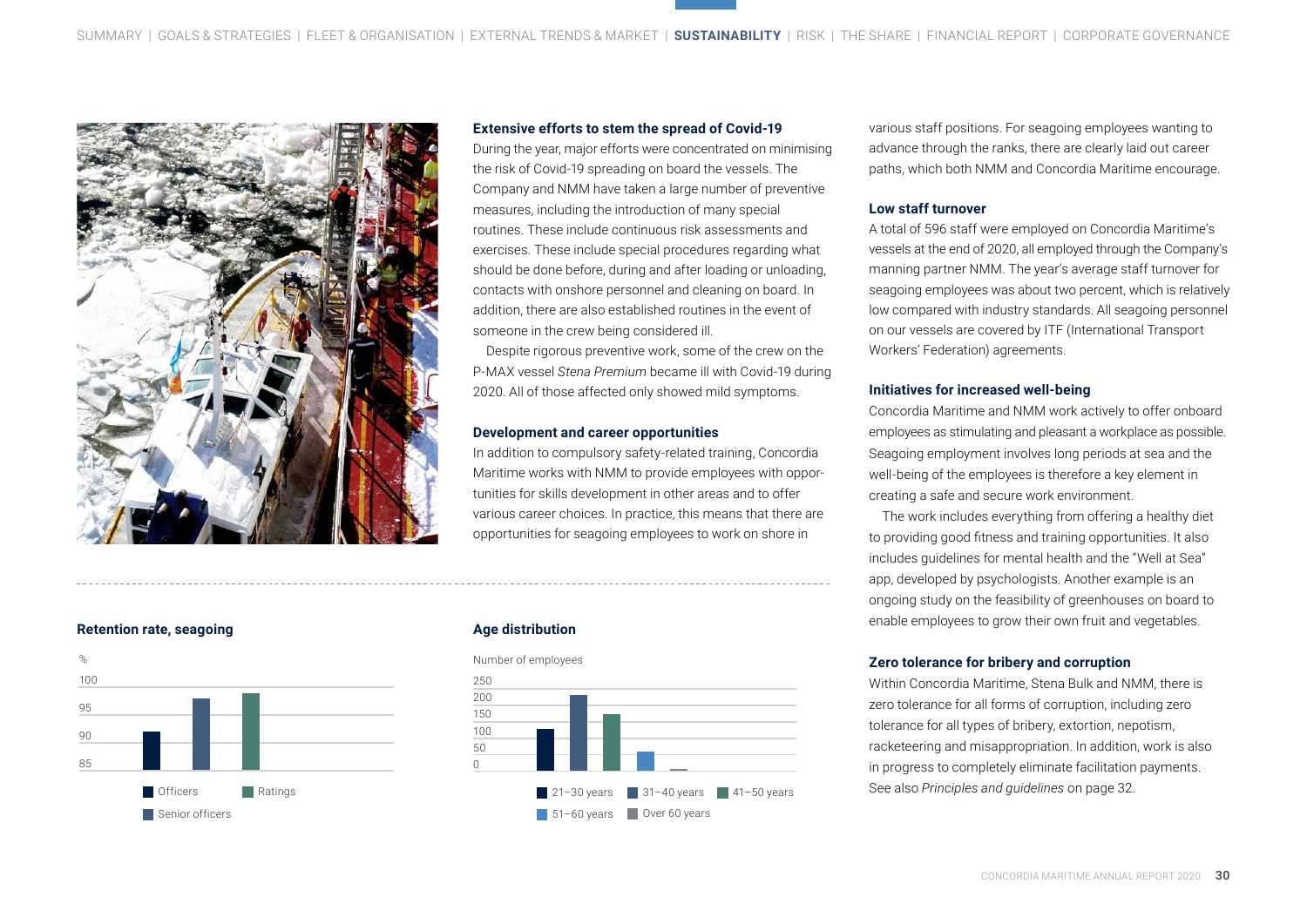### Extensive efforts to stem the spread of Covid-19

During the year, major efforts were concentrated on minimising the risk of Covid-19 spreading on board the vessels. The Company and NMM have taken a large number of preventive measures, including the introduction of many special routines. These include continuous risk assessments and exercises. These include special procedures regarding what should be done before, during and after loading or unloading, contacts with onshore personnel and cleaning on board. In addition, there are also established routines in the event of someone in the crew being considered ill.

Despite rigorous preventive work, some of the crew on the P-MAX vessel *Stena Premium* became ill with Covid-19 during 2020. All of those affected only showed mild symptoms.

### Development and career opportunities

In addition to compulsory safety-related training, Concordia Maritime works with NMM to provide employees with opportunities for skills development in other areas and to offer various career choices. In practice, this means that there are opportunities for seagoing employees to work on shore in various staff positions. For seagoing employees wanting to advance through the ranks, there are clearly laid out career paths, which both NMM and Concordia Maritime encourage.

### Low staff turnover

A total of 596 staff were employed on Concordia Maritime's vessels at the end of 2020, all employed through the Company's manning partner NMM. The year's average staff turnover for seagoing employees was about two percent, which is relatively low compared with industry standards. All seagoing personnel on our vessels are covered by ITF (International Transport Workers' Federation) agreements.

### Initiatives for increased well-being

Concordia Maritime and NMM work actively to offer onboard employees as stimulating and pleasant a workplace as possible. Seagoing employment involves long periods at sea and the well-being of the employees is therefore a key element in creating a safe and secure work environment.

The work includes everything from offering a healthy diet to providing good fitness and training opportunities. It also includes guidelines for mental health and the "Well at Sea" app, developed by psychologists. Another example is an ongoing study on the feasibility of greenhouses on board to enable employees to grow their own fruit and vegetables.

### Zero tolerance for bribery and corruption

Within Concordia Maritime, Stena Bulk and NMM, there is zero tolerance for all forms of corruption, including zero tolerance for all types of bribery, extortion, nepotism, racketeering and misappropriation. In addition, work is also in progress to completely eliminate facilitation payments. See also *Principles and guidelines* on page 32.

### Retention rate, seagoing

%

(Bar chart, y-axis 85–100: Officers, Senior officers, Ratings)

### Age distribution

Number of employees

(Bar chart, y-axis 0–250: 21–30 years, 31–40 years, 41–50 years, 51–60 years, Over 60 years)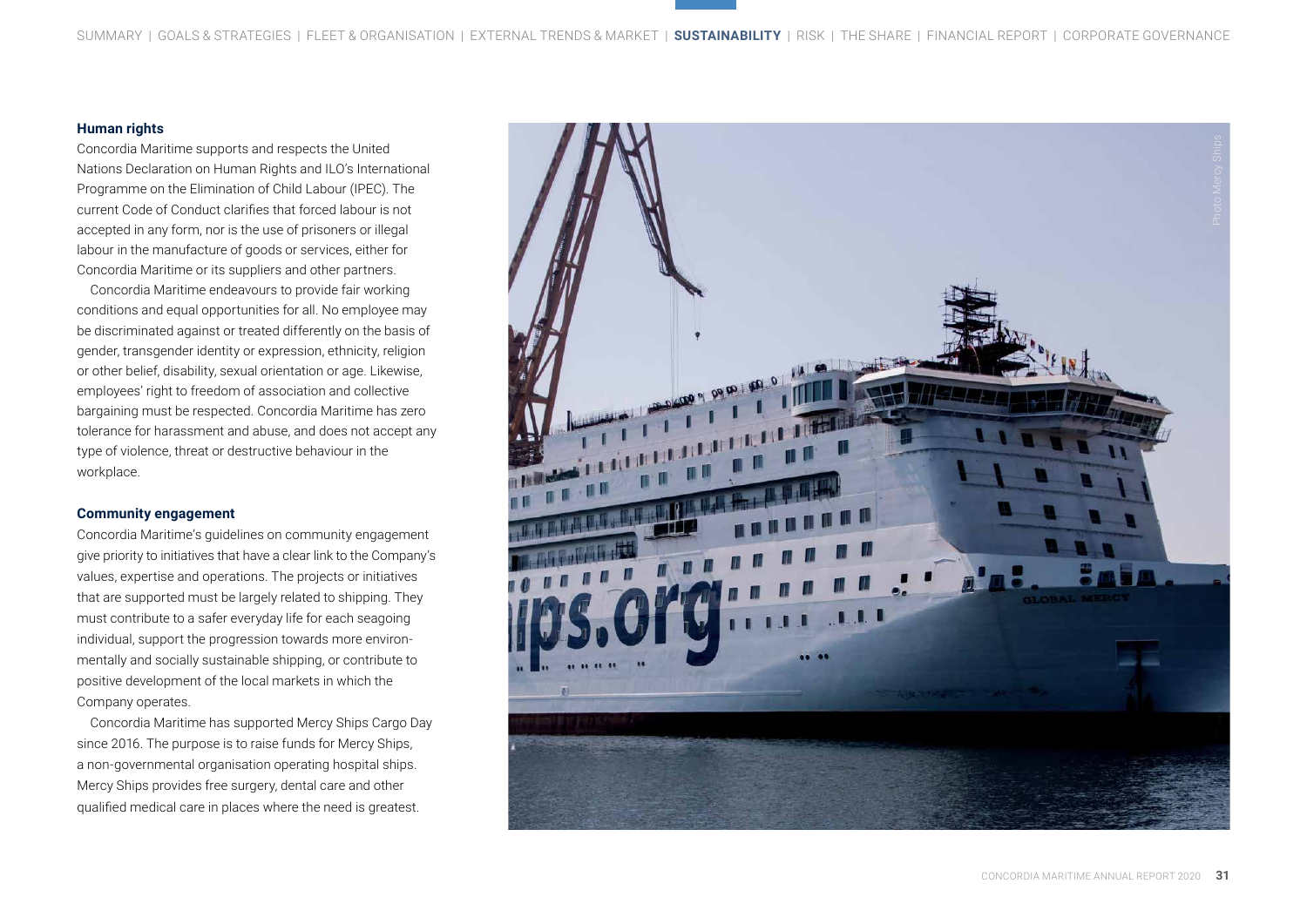### Human rights

Concordia Maritime supports and respects the United Nations Declaration on Human Rights and ILO's International Programme on the Elimination of Child Labour (IPEC). The current Code of Conduct clarifies that forced labour is not accepted in any form, nor is the use of prisoners or illegal labour in the manufacture of goods or services, either for Concordia Maritime or its suppliers and other partners.

Concordia Maritime endeavours to provide fair working conditions and equal opportunities for all. No employee may be discriminated against or treated differently on the basis of gender, transgender identity or expression, ethnicity, religion or other belief, disability, sexual orientation or age. Likewise, employees' right to freedom of association and collective bargaining must be respected. Concordia Maritime has zero tolerance for harassment and abuse, and does not accept any type of violence, threat or destructive behaviour in the workplace.

### Community engagement

Concordia Maritime's guidelines on community engagement give priority to initiatives that have a clear link to the Company's values, expertise and operations. The projects or initiatives that are supported must be largely related to shipping. They must contribute to a safer everyday life for each seagoing individual, support the progression towards more environmentally and socially sustainable shipping, or contribute to positive development of the local markets in which the Company operates.

Concordia Maritime has supported Mercy Ships Cargo Day since 2016. The purpose is to raise funds for Mercy Ships, a non-governmental organisation operating hospital ships. Mercy Ships provides free surgery, dental care and other qualified medical care in places where the need is greatest.

Photo Mercy Ships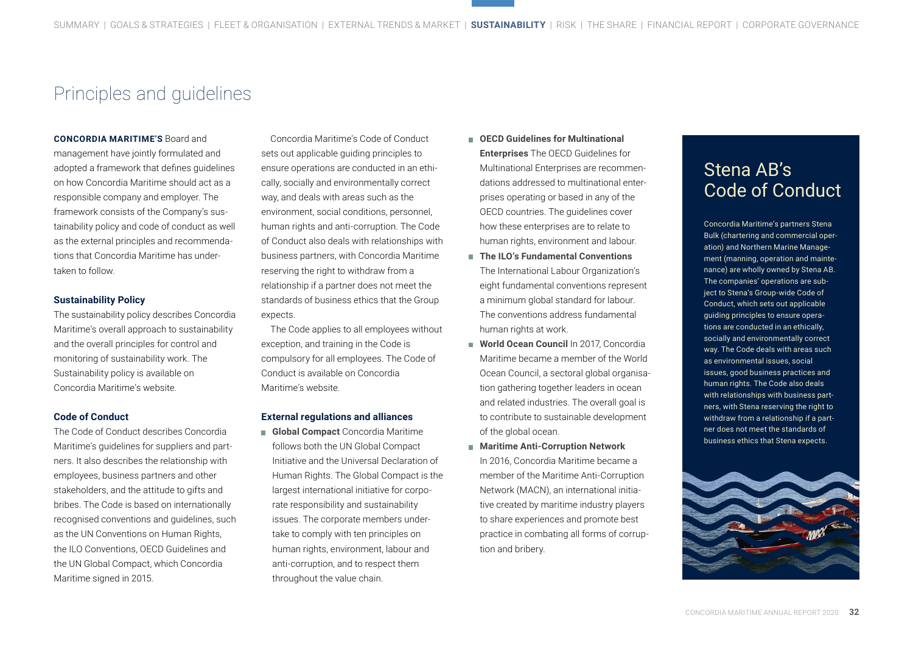# Principles and guidelines

**CONCORDIA MARITIME'S** Board and management have jointly formulated and adopted a framework that defines guidelines on how Concordia Maritime should act as a responsible company and employer. The framework consists of the Company's sustainability policy and code of conduct as well as the external principles and recommendations that Concordia Maritime has undertaken to follow.

### Sustainability Policy

The sustainability policy describes Concordia Maritime's overall approach to sustainability and the overall principles for control and monitoring of sustainability work. The Sustainability policy is available on Concordia Maritime's website.

### Code of Conduct

The Code of Conduct describes Concordia Maritime's guidelines for suppliers and partners. It also describes the relationship with employees, business partners and other stakeholders, and the attitude to gifts and bribes. The Code is based on internationally recognised conventions and guidelines, such as the UN Conventions on Human Rights, the ILO Conventions, OECD Guidelines and the UN Global Compact, which Concordia Maritime signed in 2015.

Concordia Maritime's Code of Conduct sets out applicable guiding principles to ensure operations are conducted in an ethically, socially and environmentally correct way, and deals with areas such as the environment, social conditions, personnel, human rights and anti-corruption. The Code of Conduct also deals with relationships with business partners, with Concordia Maritime reserving the right to withdraw from a relationship if a partner does not meet the standards of business ethics that the Group expects.

The Code applies to all employees without exception, and training in the Code is compulsory for all employees. The Code of Conduct is available on Concordia Maritime's website.

### External regulations and alliances

- **Global Compact** Concordia Maritime follows both the UN Global Compact Initiative and the Universal Declaration of Human Rights. The Global Compact is the largest international initiative for corporate responsibility and sustainability issues. The corporate members undertake to comply with ten principles on human rights, environment, labour and anti-corruption, and to respect them throughout the value chain.
- **OECD Guidelines for Multinational Enterprises** The OECD Guidelines for Multinational Enterprises are recommendations addressed to multinational enterprises operating or based in any of the OECD countries. The guidelines cover how these enterprises are to relate to human rights, environment and labour.
- **The ILO's Fundamental Conventions** The International Labour Organization's eight fundamental conventions represent a minimum global standard for labour. The conventions address fundamental human rights at work.
- **World Ocean Council** In 2017, Concordia Maritime became a member of the World Ocean Council, a sectoral global organisation gathering together leaders in ocean and related industries. The overall goal is to contribute to sustainable development of the global ocean.
- **Maritime Anti-Corruption Network** In 2016, Concordia Maritime became a member of the Maritime Anti-Corruption Network (MACN), an international initiative created by maritime industry players to share experiences and promote best practice in combating all forms of corruption and bribery.

## Stena AB's Code of Conduct

Concordia Maritime's partners Stena Bulk (chartering and commercial operation) and Northern Marine Management (manning, operation and maintenance) are wholly owned by Stena AB. The companies' operations are subject to Stena's Group-wide Code of Conduct, which sets out applicable guiding principles to ensure operations are conducted in an ethically, socially and environmentally correct way. The Code deals with areas such as environmental issues, social issues, good business practices and human rights. The Code also deals with relationships with business partners, with Stena reserving the right to withdraw from a relationship if a partner does not meet the standards of business ethics that Stena expects.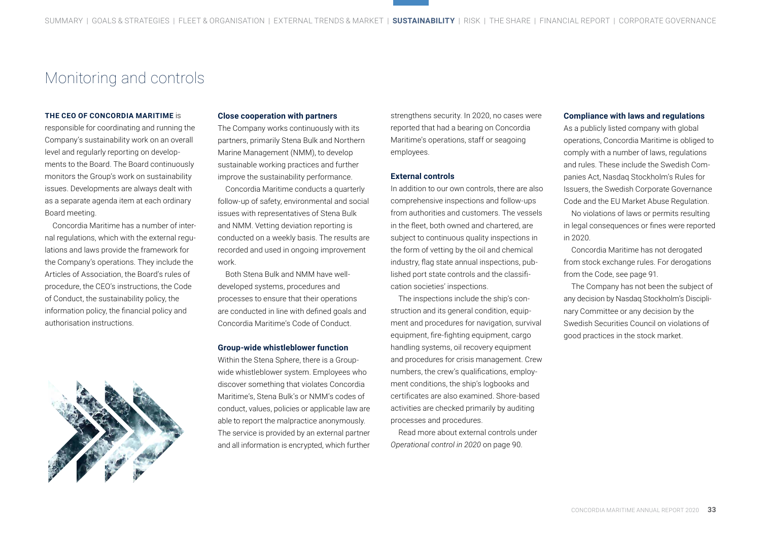# Monitoring and controls

**THE CEO OF CONCORDIA MARITIME** is responsible for coordinating and running the Company's sustainability work on an overall level and regularly reporting on developments to the Board. The Board continuously monitors the Group's work on sustainability issues. Developments are always dealt with as a separate agenda item at each ordinary Board meeting.

Concordia Maritime has a number of internal regulations, which with the external regulations and laws provide the framework for the Company's operations. They include the Articles of Association, the Board's rules of procedure, the CEO's instructions, the Code of Conduct, the sustainability policy, the information policy, the financial policy and authorisation instructions.

**Close cooperation with partners**

The Company works continuously with its partners, primarily Stena Bulk and Northern Marine Management (NMM), to develop sustainable working practices and further improve the sustainability performance.

Concordia Maritime conducts a quarterly follow-up of safety, environmental and social issues with representatives of Stena Bulk and NMM. Vetting deviation reporting is conducted on a weekly basis. The results are recorded and used in ongoing improvement work.

Both Stena Bulk and NMM have well-developed systems, procedures and processes to ensure that their operations are conducted in line with defined goals and Concordia Maritime's Code of Conduct.

**Group-wide whistleblower function**

Within the Stena Sphere, there is a Group-wide whistleblower system. Employees who discover something that violates Concordia Maritime's, Stena Bulk's or NMM's codes of conduct, values, policies or applicable law are able to report the malpractice anonymously. The service is provided by an external partner and all information is encrypted, which further strengthens security. In 2020, no cases were reported that had a bearing on Concordia Maritime's operations, staff or seagoing employees.

**External controls**

In addition to our own controls, there are also comprehensive inspections and follow-ups from authorities and customers. The vessels in the fleet, both owned and chartered, are subject to continuous quality inspections in the form of vetting by the oil and chemical industry, flag state annual inspections, published port state controls and the classification societies' inspections.

The inspections include the ship's construction and its general condition, equipment and procedures for navigation, survival equipment, fire-fighting equipment, cargo handling systems, oil recovery equipment and procedures for crisis management. Crew numbers, the crew's qualifications, employment conditions, the ship's logbooks and certificates are also examined. Shore-based activities are checked primarily by auditing processes and procedures.

Read more about external controls under *Operational control in 2020* on page 90.

**Compliance with laws and regulations**

As a publicly listed company with global operations, Concordia Maritime is obliged to comply with a number of laws, regulations and rules. These include the Swedish Companies Act, Nasdaq Stockholm's Rules for Issuers, the Swedish Corporate Governance Code and the EU Market Abuse Regulation.

No violations of laws or permits resulting in legal consequences or fines were reported in 2020.

Concordia Maritime has not derogated from stock exchange rules. For derogations from the Code, see page 91.

The Company has not been the subject of any decision by Nasdaq Stockholm's Disciplinary Committee or any decision by the Swedish Securities Council on violations of good practices in the stock market.